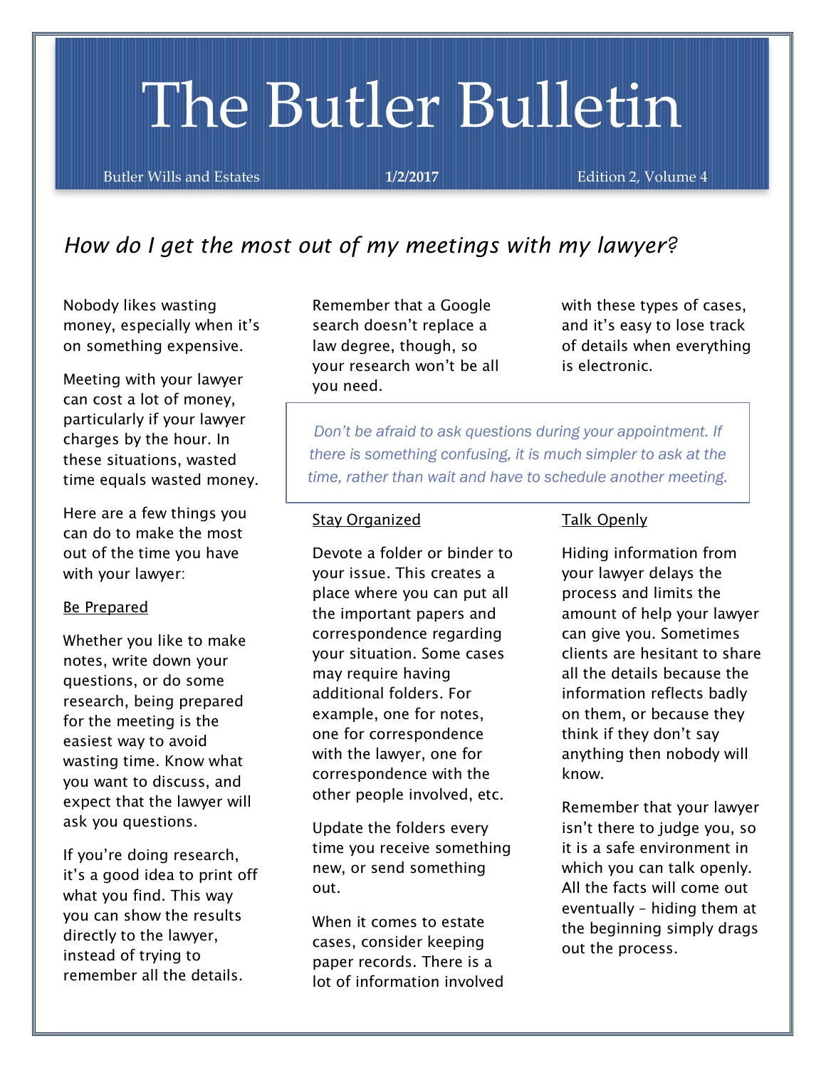# The Butler Bulletin

Butler Wills and Estates | **1/2/2017** | Edition 2, Volume 4

## *How do I get the most out of my meetings with my lawyer?*

Nobody likes wasting money, especially when it's on something expensive.

Meeting with your lawyer can cost a lot of money, particularly if your lawyer charges by the hour. In these situations, wasted time equals wasted money.

Here are a few things you can do to make the most out of the time you have with your lawyer:

### Be Prepared

Whether you like to make notes, write down your questions, or do some research, being prepared for the meeting is the easiest way to avoid wasting time. Know what you want to discuss, and expect that the lawyer will ask you questions.

If you're doing research, it's a good idea to print off what you find. This way you can show the results directly to the lawyer, instead of trying to remember all the details.

Remember that a Google search doesn't replace a law degree, though, so your research won't be all you need.

*Don't be afraid to ask questions during your appointment. If there is something confusing, it is much simpler to ask at the time, rather than wait and have to schedule another meeting.*

### Stay Organized

Devote a folder or binder to your issue. This creates a place where you can put all the important papers and correspondence regarding your situation. Some cases may require having additional folders. For example, one for notes, one for correspondence with the lawyer, one for correspondence with the other people involved, etc.

Update the folders every time you receive something new, or send something out.

When it comes to estate cases, consider keeping paper records. There is a lot of information involved with these types of cases, and it's easy to lose track of details when everything is electronic.

### Talk Openly

Hiding information from your lawyer delays the process and limits the amount of help your lawyer can give you. Sometimes clients are hesitant to share all the details because the information reflects badly on them, or because they think if they don't say anything then nobody will know.

Remember that your lawyer isn't there to judge you, so it is a safe environment in which you can talk openly. All the facts will come out eventually – hiding them at the beginning simply drags out the process.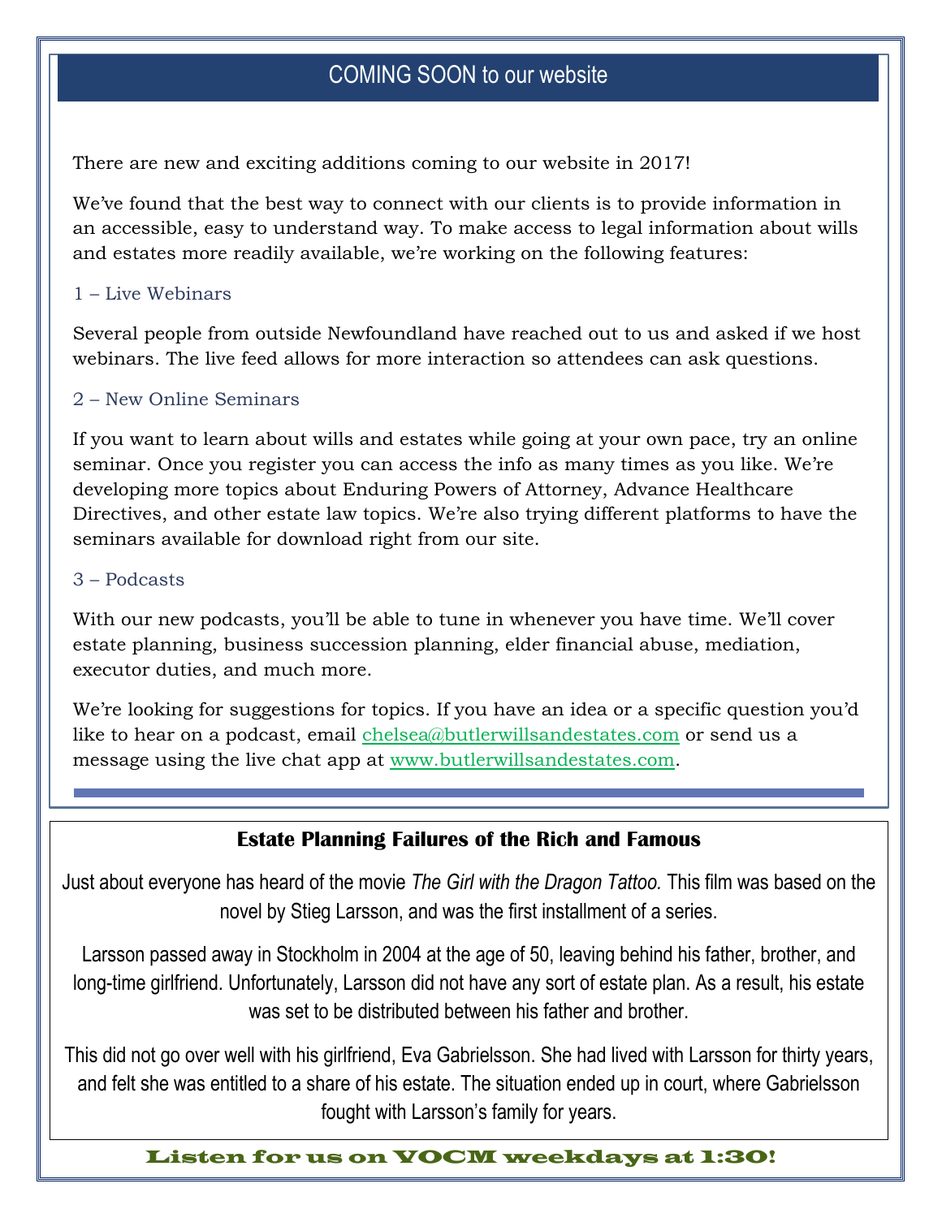## COMING SOON to our website

There are new and exciting additions coming to our website in 2017!

We've found that the best way to connect with our clients is to provide information in an accessible, easy to understand way. To make access to legal information about wills and estates more readily available, we're working on the following features:

### 1 – Live Webinars

Several people from outside Newfoundland have reached out to us and asked if we host webinars. The live feed allows for more interaction so attendees can ask questions.

### 2 – New Online Seminars

If you want to learn about wills and estates while going at your own pace, try an online seminar. Once you register you can access the info as many times as you like. We're developing more topics about Enduring Powers of Attorney, Advance Healthcare Directives, and other estate law topics. We're also trying different platforms to have the seminars available for download right from our site.

### 3 – Podcasts

With our new podcasts, you'll be able to tune in whenever you have time. We'll cover estate planning, business succession planning, elder financial abuse, mediation, executor duties, and much more.

We're looking for suggestions for topics. If you have an idea or a specific question you'd like to hear on a podcast, email chelsea@butlerwillsandestates.com or send us a message using the live chat app at www.butlerwillsandestates.com.

## Estate Planning Failures of the Rich and Famous

Just about everyone has heard of the movie *The Girl with the Dragon Tattoo.* This film was based on the novel by Stieg Larsson, and was the first installment of a series.

Larsson passed away in Stockholm in 2004 at the age of 50, leaving behind his father, brother, and long-time girlfriend. Unfortunately, Larsson did not have any sort of estate plan. As a result, his estate was set to be distributed between his father and brother.

This did not go over well with his girlfriend, Eva Gabrielsson. She had lived with Larsson for thirty years, and felt she was entitled to a share of his estate. The situation ended up in court, where Gabrielsson fought with Larsson's family for years.

**Listen for us on VOCM weekdays at 1:30!**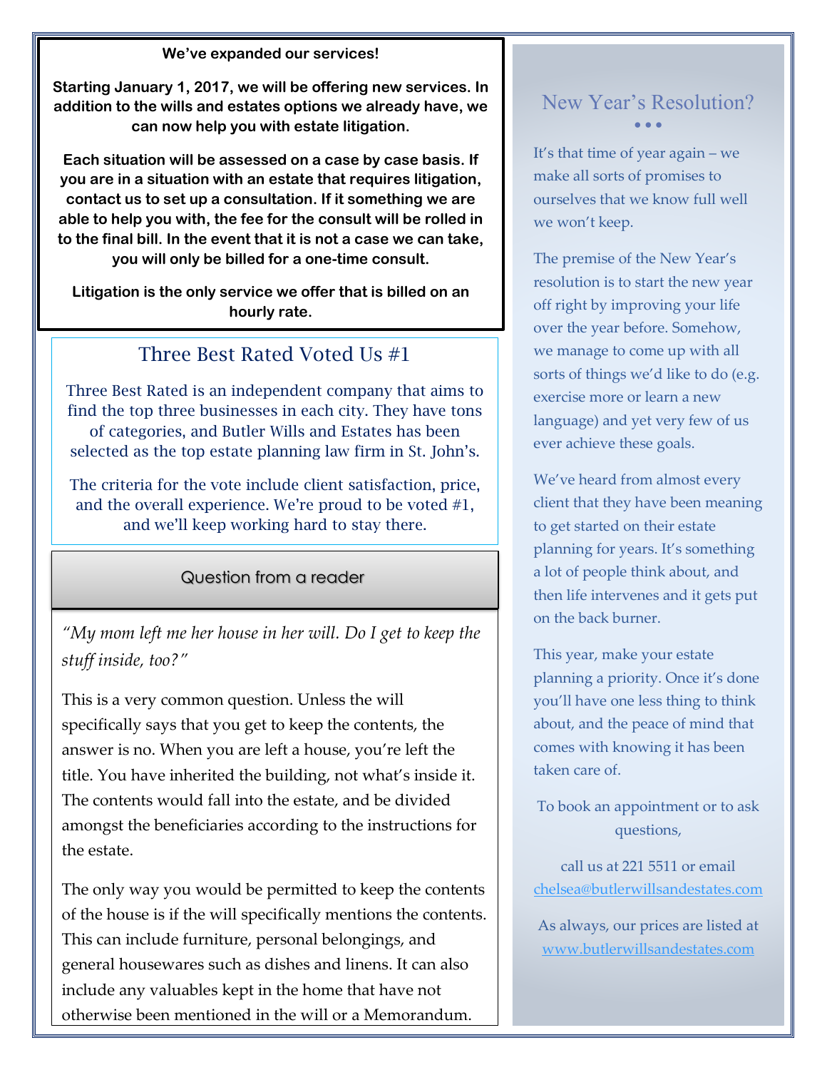**We've expanded our services!**

**Starting January 1, 2017, we will be offering new services. In addition to the wills and estates options we already have, we can now help you with estate litigation.**

**Each situation will be assessed on a case by case basis. If you are in a situation with an estate that requires litigation, contact us to set up a consultation. If it something we are able to help you with, the fee for the consult will be rolled in to the final bill. In the event that it is not a case we can take, you will only be billed for a one-time consult.**

**Litigation is the only service we offer that is billed on an hourly rate.**

## Three Best Rated Voted Us #1

Three Best Rated is an independent company that aims to find the top three businesses in each city. They have tons of categories, and Butler Wills and Estates has been selected as the top estate planning law firm in St. John's.

The criteria for the vote include client satisfaction, price, and the overall experience. We're proud to be voted #1, and we'll keep working hard to stay there.

## Question from a reader

*"My mom left me her house in her will. Do I get to keep the stuff inside, too?"*

This is a very common question. Unless the will specifically says that you get to keep the contents, the answer is no. When you are left a house, you're left the title. You have inherited the building, not what's inside it. The contents would fall into the estate, and be divided amongst the beneficiaries according to the instructions for the estate.

The only way you would be permitted to keep the contents of the house is if the will specifically mentions the contents. This can include furniture, personal belongings, and general housewares such as dishes and linens. It can also include any valuables kept in the home that have not otherwise been mentioned in the will or a Memorandum.

## New Year's Resolution?

It's that time of year again – we make all sorts of promises to ourselves that we know full well we won't keep.

The premise of the New Year's resolution is to start the new year off right by improving your life over the year before. Somehow, we manage to come up with all sorts of things we'd like to do (e.g. exercise more or learn a new language) and yet very few of us ever achieve these goals.

We've heard from almost every client that they have been meaning to get started on their estate planning for years. It's something a lot of people think about, and then life intervenes and it gets put on the back burner.

This year, make your estate planning a priority. Once it's done you'll have one less thing to think about, and the peace of mind that comes with knowing it has been taken care of.

To book an appointment or to ask questions,

call us at 221 5511 or email chelsea@butlerwillsandestates.com

As always, our prices are listed at www.butlerwillsandestates.com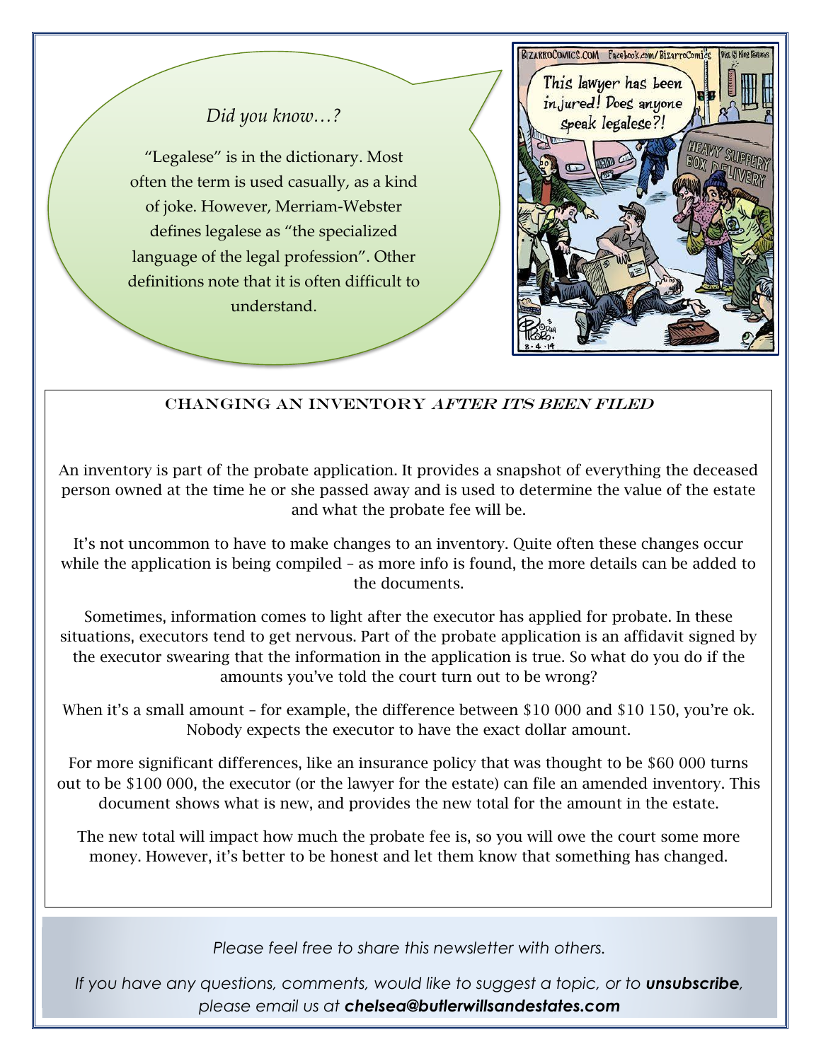*Did you know…?*

"Legalese" is in the dictionary. Most often the term is used casually, as a kind of joke. However, Merriam-Webster defines legalese as "the specialized language of the legal profession". Other definitions note that it is often difficult to understand.

## Changing an Inventory *After its been filed*

An inventory is part of the probate application. It provides a snapshot of everything the deceased person owned at the time he or she passed away and is used to determine the value of the estate and what the probate fee will be.

It's not uncommon to have to make changes to an inventory. Quite often these changes occur while the application is being compiled – as more info is found, the more details can be added to the documents.

Sometimes, information comes to light after the executor has applied for probate. In these situations, executors tend to get nervous. Part of the probate application is an affidavit signed by the executor swearing that the information in the application is true. So what do you do if the amounts you've told the court turn out to be wrong?

When it's a small amount – for example, the difference between $10 000 and $10 150, you're ok. Nobody expects the executor to have the exact dollar amount.

For more significant differences, like an insurance policy that was thought to be $60 000 turns out to be $100 000, the executor (or the lawyer for the estate) can file an amended inventory. This document shows what is new, and provides the new total for the amount in the estate.

The new total will impact how much the probate fee is, so you will owe the court some more money. However, it's better to be honest and let them know that something has changed.

*Please feel free to share this newsletter with others.*

*If you have any questions, comments, would like to suggest a topic, or to* ***unsubscribe****, please email us at* ***chelsea@butlerwillsandestates.com***